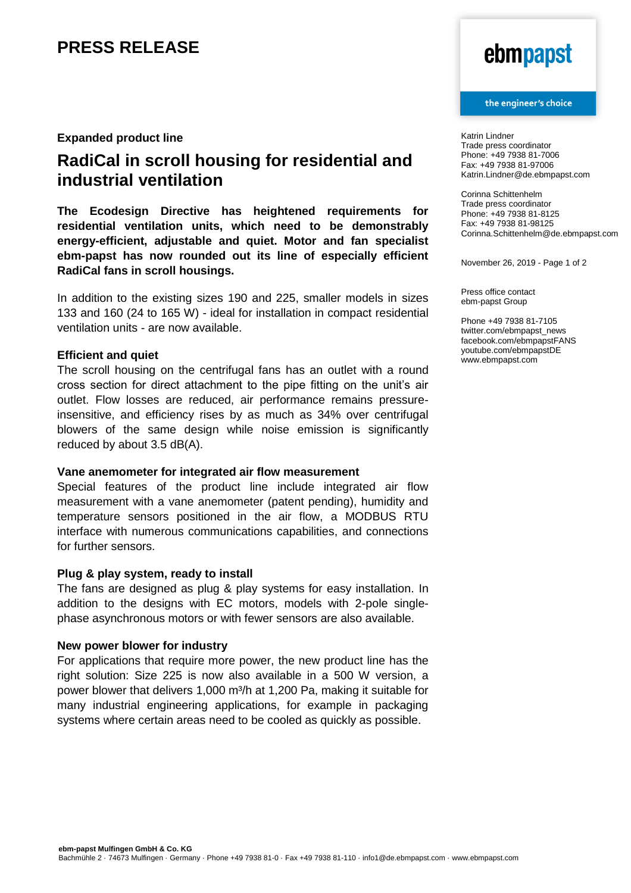# PRESS RELEASE

Katrin Lindner
Trade press coordinator
Phone: +49 7938 81-7006
Fax: +49 7938 81-97006
Katrin.Lindner@de.ebmpapst.com

Corinna Schittenhelm
Trade press coordinator
Phone: +49 7938 81-8125
Fax: +49 7938 81-98125
Corinna.Schittenhelm@de.ebmpapst.com

November 26, 2019

Press office contact
ebm-papst Group

Phone +49 7938 81-7105
twitter.com/ebmpapst_news
facebook.com/ebmpapstFANS
youtube.com/ebmpapstDE
www.ebmpapst.com

**Expanded product line**

## RadiCal in scroll housing for residential and industrial ventilation

**The Ecodesign Directive has heightened requirements for residential ventilation units, which need to be demonstrably energy-efficient, adjustable and quiet. Motor and fan specialist ebm-papst has now rounded out its line of especially efficient RadiCal fans in scroll housings.**

In addition to the existing sizes 190 and 225, smaller models in sizes 133 and 160 (24 to 165 W) - ideal for installation in compact residential ventilation units - are now available.

### Efficient and quiet

The scroll housing on the centrifugal fans has an outlet with a round cross section for direct attachment to the pipe fitting on the unit's air outlet. Flow losses are reduced, air performance remains pressure-insensitive, and efficiency rises by as much as 34% over centrifugal blowers of the same design while noise emission is significantly reduced by about 3.5 dB(A).

### Vane anemometer for integrated air flow measurement

Special features of the product line include integrated air flow measurement with a vane anemometer (patent pending), humidity and temperature sensors positioned in the air flow, a MODBUS RTU interface with numerous communications capabilities, and connections for further sensors.

### Plug & play system, ready to install

The fans are designed as plug & play systems for easy installation. In addition to the designs with EC motors, models with 2-pole single-phase asynchronous motors or with fewer sensors are also available.

### New power blower for industry

For applications that require more power, the new product line has the right solution: Size 225 is now also available in a 500 W version, a power blower that delivers 1,000 m³/h at 1,200 Pa, making it suitable for many industrial engineering applications, for example in packaging systems where certain areas need to be cooled as quickly as possible.

**ebm-papst Mulfingen GmbH & Co. KG**
Bachmühle 2 · 74673 Mulfingen · Germany · Phone +49 7938 81-0 · Fax +49 7938 81-110 · info1@de.ebmpapst.com · www.ebmpapst.com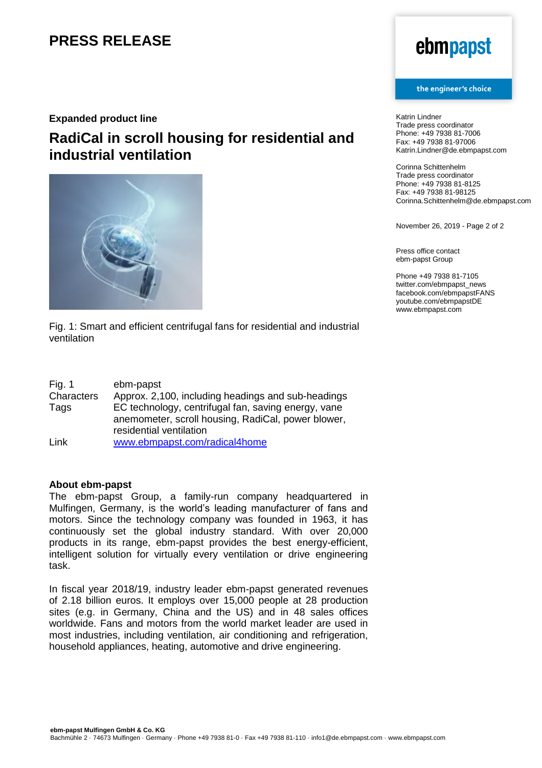# PRESS RELEASE

Katrin Lindner
Trade press coordinator
Phone: +49 7938 81-7006
Fax: +49 7938 81-97006
Katrin.Lindner@de.ebmpapst.com

Corinna Schittenhelm
Trade press coordinator
Phone: +49 7938 81-8125
Fax: +49 7938 81-98125
Corinna.Schittenhelm@de.ebmpapst.com

November 26, 2019

Press office contact
ebm-papst Group

Phone +49 7938 81-7105
twitter.com/ebmpapst_news
facebook.com/ebmpapstFANS
youtube.com/ebmpapstDE
www.ebmpapst.com

**Expanded product line**

## RadiCal in scroll housing for residential and industrial ventilation

Fig. 1: Smart and efficient centrifugal fans for residential and industrial ventilation

| | |
|---|---|
| Fig. 1 | ebm-papst |
| Characters | Approx. 2,100, including headings and sub-headings |
| Tags | EC technology, centrifugal fan, saving energy, vane anemometer, scroll housing, RadiCal, power blower, residential ventilation |
| Link | www.ebmpapst.com/radical4home |

**About ebm-papst**

The ebm-papst Group, a family-run company headquartered in Mulfingen, Germany, is the world's leading manufacturer of fans and motors. Since the technology company was founded in 1963, it has continuously set the global industry standard. With over 20,000 products in its range, ebm-papst provides the best energy-efficient, intelligent solution for virtually every ventilation or drive engineering task.

In fiscal year 2018/19, industry leader ebm-papst generated revenues of 2.18 billion euros. It employs over 15,000 people at 28 production sites (e.g. in Germany, China and the US) and in 48 sales offices worldwide. Fans and motors from the world market leader are used in most industries, including ventilation, air conditioning and refrigeration, household appliances, heating, automotive and drive engineering.

**ebm-papst Mulfingen GmbH & Co. KG**
Bachmühle 2 · 74673 Mulfingen · Germany · Phone +49 7938 81-0 · Fax +49 7938 81-110 · info1@de.ebmpapst.com · www.ebmpapst.com